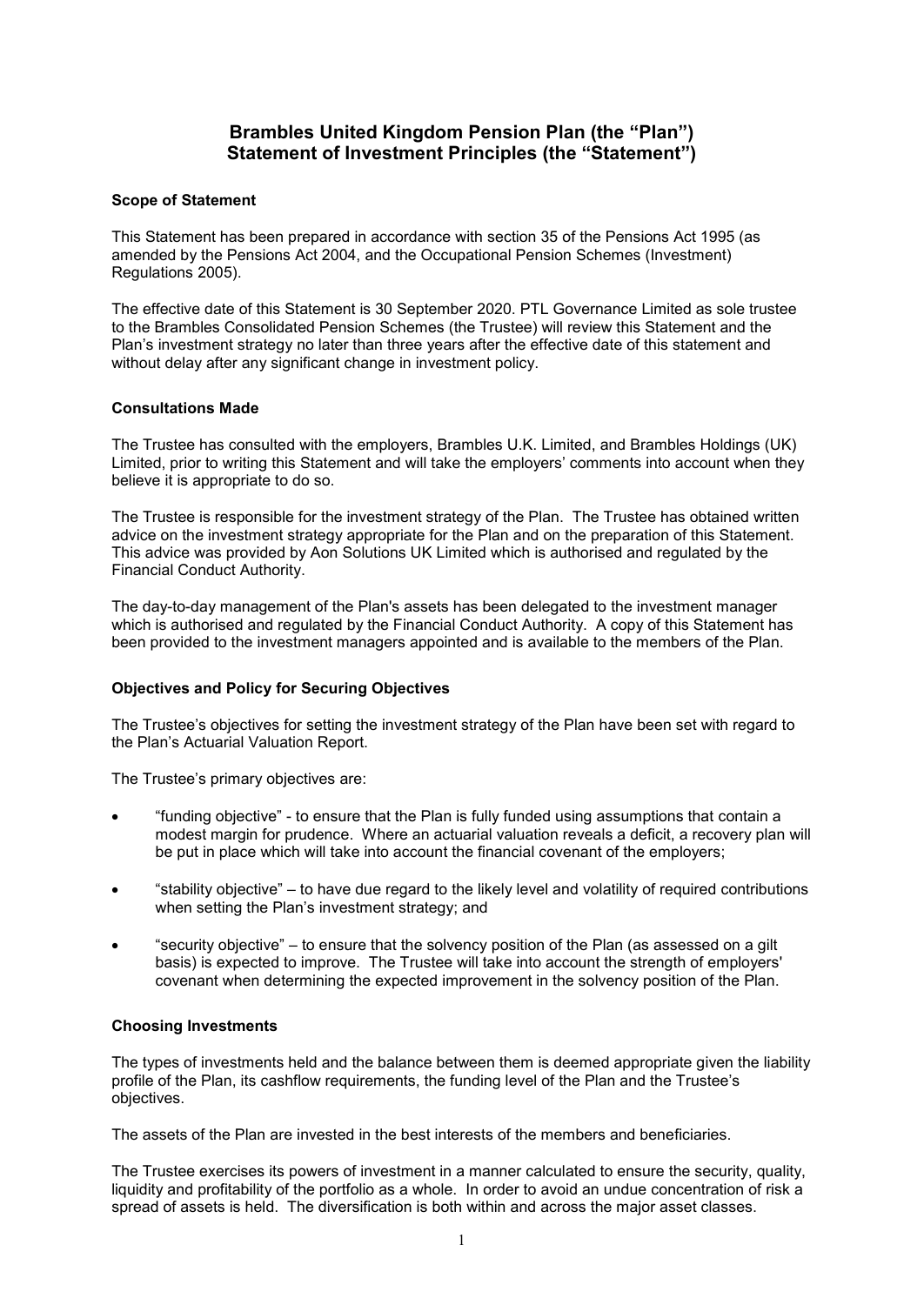# Brambles United Kingdom Pension Plan (the "Plan")
# Statement of Investment Principles (the "Statement")

## Scope of Statement

This Statement has been prepared in accordance with section 35 of the Pensions Act 1995 (as amended by the Pensions Act 2004, and the Occupational Pension Schemes (Investment) Regulations 2005).

The effective date of this Statement is 30 September 2020. PTL Governance Limited as sole trustee to the Brambles Consolidated Pension Schemes (the Trustee) will review this Statement and the Plan's investment strategy no later than three years after the effective date of this statement and without delay after any significant change in investment policy.

## Consultations Made

The Trustee has consulted with the employers, Brambles U.K. Limited, and Brambles Holdings (UK) Limited, prior to writing this Statement and will take the employers' comments into account when they believe it is appropriate to do so.

The Trustee is responsible for the investment strategy of the Plan. The Trustee has obtained written advice on the investment strategy appropriate for the Plan and on the preparation of this Statement. This advice was provided by Aon Solutions UK Limited which is authorised and regulated by the Financial Conduct Authority.

The day-to-day management of the Plan's assets has been delegated to the investment manager which is authorised and regulated by the Financial Conduct Authority. A copy of this Statement has been provided to the investment managers appointed and is available to the members of the Plan.

## Objectives and Policy for Securing Objectives

The Trustee's objectives for setting the investment strategy of the Plan have been set with regard to the Plan's Actuarial Valuation Report.

The Trustee's primary objectives are:

- "funding objective" - to ensure that the Plan is fully funded using assumptions that contain a modest margin for prudence. Where an actuarial valuation reveals a deficit, a recovery plan will be put in place which will take into account the financial covenant of the employers;
- "stability objective" – to have due regard to the likely level and volatility of required contributions when setting the Plan's investment strategy; and
- "security objective" – to ensure that the solvency position of the Plan (as assessed on a gilt basis) is expected to improve. The Trustee will take into account the strength of employers' covenant when determining the expected improvement in the solvency position of the Plan.

## Choosing Investments

The types of investments held and the balance between them is deemed appropriate given the liability profile of the Plan, its cashflow requirements, the funding level of the Plan and the Trustee's objectives.

The assets of the Plan are invested in the best interests of the members and beneficiaries.

The Trustee exercises its powers of investment in a manner calculated to ensure the security, quality, liquidity and profitability of the portfolio as a whole. In order to avoid an undue concentration of risk a spread of assets is held. The diversification is both within and across the major asset classes.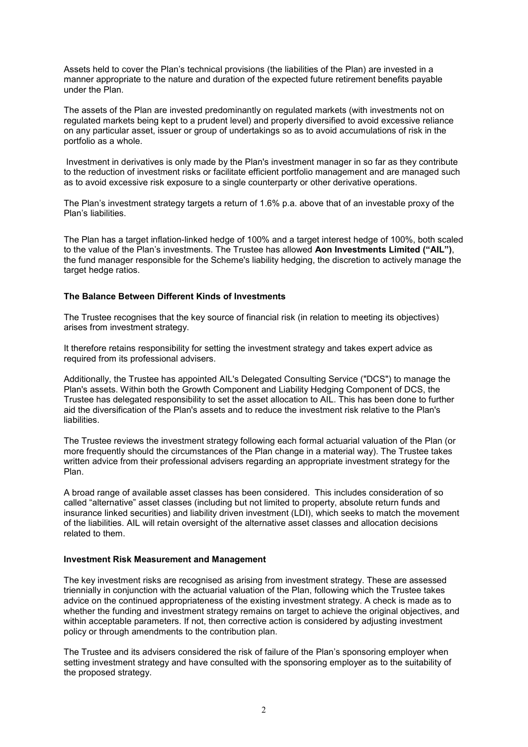Assets held to cover the Plan's technical provisions (the liabilities of the Plan) are invested in a manner appropriate to the nature and duration of the expected future retirement benefits payable under the Plan.

The assets of the Plan are invested predominantly on regulated markets (with investments not on regulated markets being kept to a prudent level) and properly diversified to avoid excessive reliance on any particular asset, issuer or group of undertakings so as to avoid accumulations of risk in the portfolio as a whole.

Investment in derivatives is only made by the Plan's investment manager in so far as they contribute to the reduction of investment risks or facilitate efficient portfolio management and are managed such as to avoid excessive risk exposure to a single counterparty or other derivative operations.

The Plan's investment strategy targets a return of 1.6% p.a. above that of an investable proxy of the Plan's liabilities.

The Plan has a target inflation-linked hedge of 100% and a target interest hedge of 100%, both scaled to the value of the Plan's investments. The Trustee has allowed **Aon Investments Limited ("AIL")**, the fund manager responsible for the Scheme's liability hedging, the discretion to actively manage the target hedge ratios.

### The Balance Between Different Kinds of Investments

The Trustee recognises that the key source of financial risk (in relation to meeting its objectives) arises from investment strategy.

It therefore retains responsibility for setting the investment strategy and takes expert advice as required from its professional advisers.

Additionally, the Trustee has appointed AIL's Delegated Consulting Service ("DCS") to manage the Plan's assets. Within both the Growth Component and Liability Hedging Component of DCS, the Trustee has delegated responsibility to set the asset allocation to AIL. This has been done to further aid the diversification of the Plan's assets and to reduce the investment risk relative to the Plan's liabilities.

The Trustee reviews the investment strategy following each formal actuarial valuation of the Plan (or more frequently should the circumstances of the Plan change in a material way). The Trustee takes written advice from their professional advisers regarding an appropriate investment strategy for the Plan.

A broad range of available asset classes has been considered. This includes consideration of so called "alternative" asset classes (including but not limited to property, absolute return funds and insurance linked securities) and liability driven investment (LDI), which seeks to match the movement of the liabilities. AIL will retain oversight of the alternative asset classes and allocation decisions related to them.

### Investment Risk Measurement and Management

The key investment risks are recognised as arising from investment strategy. These are assessed triennially in conjunction with the actuarial valuation of the Plan, following which the Trustee takes advice on the continued appropriateness of the existing investment strategy. A check is made as to whether the funding and investment strategy remains on target to achieve the original objectives, and within acceptable parameters. If not, then corrective action is considered by adjusting investment policy or through amendments to the contribution plan.

The Trustee and its advisers considered the risk of failure of the Plan's sponsoring employer when setting investment strategy and have consulted with the sponsoring employer as to the suitability of the proposed strategy.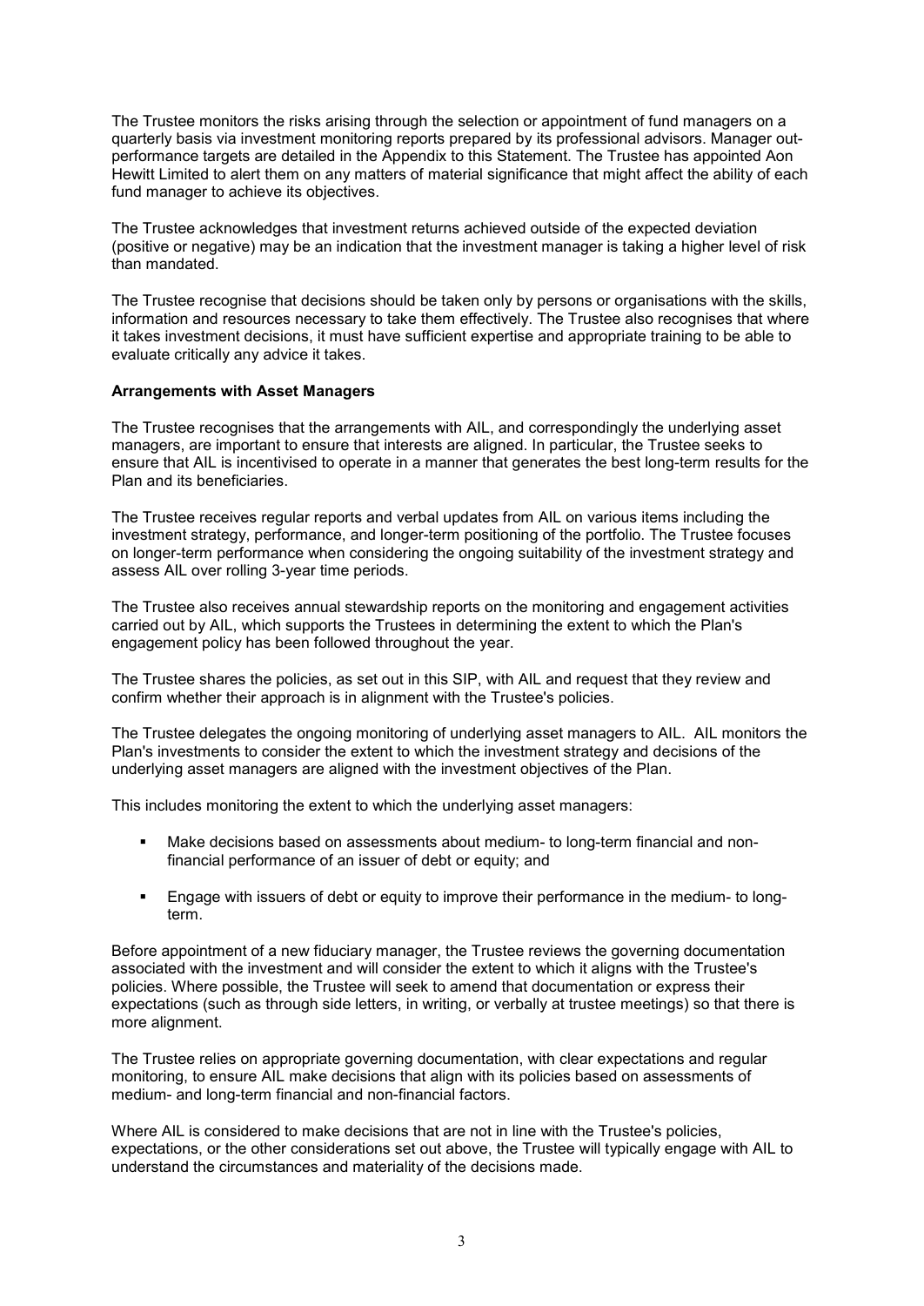The Trustee monitors the risks arising through the selection or appointment of fund managers on a quarterly basis via investment monitoring reports prepared by its professional advisors. Manager out-performance targets are detailed in the Appendix to this Statement. The Trustee has appointed Aon Hewitt Limited to alert them on any matters of material significance that might affect the ability of each fund manager to achieve its objectives.

The Trustee acknowledges that investment returns achieved outside of the expected deviation (positive or negative) may be an indication that the investment manager is taking a higher level of risk than mandated.

The Trustee recognise that decisions should be taken only by persons or organisations with the skills, information and resources necessary to take them effectively. The Trustee also recognises that where it takes investment decisions, it must have sufficient expertise and appropriate training to be able to evaluate critically any advice it takes.

**Arrangements with Asset Managers**

The Trustee recognises that the arrangements with AIL, and correspondingly the underlying asset managers, are important to ensure that interests are aligned. In particular, the Trustee seeks to ensure that AIL is incentivised to operate in a manner that generates the best long-term results for the Plan and its beneficiaries.

The Trustee receives regular reports and verbal updates from AIL on various items including the investment strategy, performance, and longer-term positioning of the portfolio. The Trustee focuses on longer-term performance when considering the ongoing suitability of the investment strategy and assess AIL over rolling 3-year time periods.

The Trustee also receives annual stewardship reports on the monitoring and engagement activities carried out by AIL, which supports the Trustees in determining the extent to which the Plan's engagement policy has been followed throughout the year.

The Trustee shares the policies, as set out in this SIP, with AIL and request that they review and confirm whether their approach is in alignment with the Trustee's policies.

The Trustee delegates the ongoing monitoring of underlying asset managers to AIL. AIL monitors the Plan's investments to consider the extent to which the investment strategy and decisions of the underlying asset managers are aligned with the investment objectives of the Plan.

This includes monitoring the extent to which the underlying asset managers:

- Make decisions based on assessments about medium- to long-term financial and non-financial performance of an issuer of debt or equity; and
- Engage with issuers of debt or equity to improve their performance in the medium- to long-term.

Before appointment of a new fiduciary manager, the Trustee reviews the governing documentation associated with the investment and will consider the extent to which it aligns with the Trustee's policies. Where possible, the Trustee will seek to amend that documentation or express their expectations (such as through side letters, in writing, or verbally at trustee meetings) so that there is more alignment.

The Trustee relies on appropriate governing documentation, with clear expectations and regular monitoring, to ensure AIL make decisions that align with its policies based on assessments of medium- and long-term financial and non-financial factors.

Where AIL is considered to make decisions that are not in line with the Trustee's policies, expectations, or the other considerations set out above, the Trustee will typically engage with AIL to understand the circumstances and materiality of the decisions made.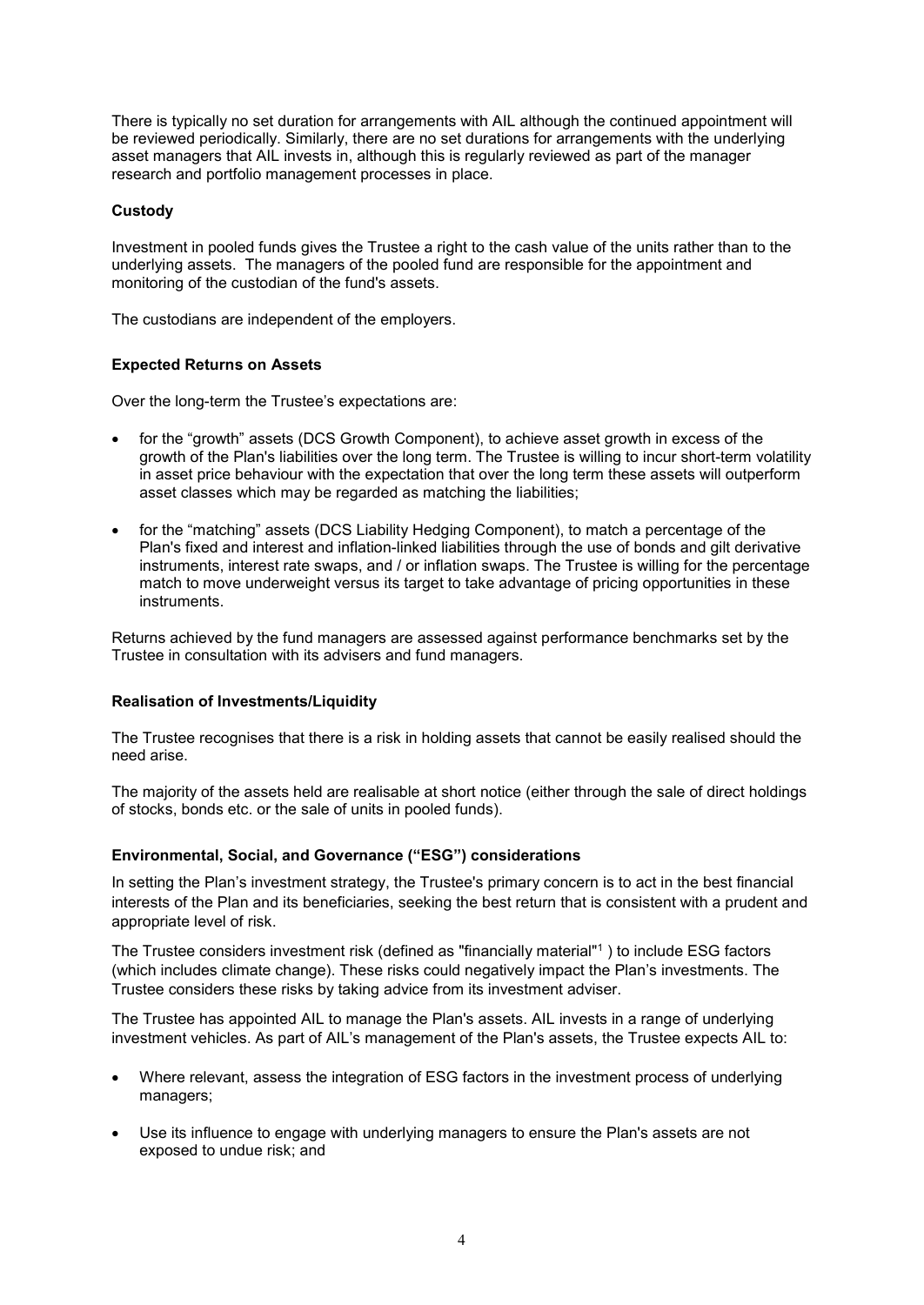There is typically no set duration for arrangements with AIL although the continued appointment will be reviewed periodically. Similarly, there are no set durations for arrangements with the underlying asset managers that AIL invests in, although this is regularly reviewed as part of the manager research and portfolio management processes in place.

### Custody

Investment in pooled funds gives the Trustee a right to the cash value of the units rather than to the underlying assets. The managers of the pooled fund are responsible for the appointment and monitoring of the custodian of the fund's assets.

The custodians are independent of the employers.

### Expected Returns on Assets

Over the long-term the Trustee's expectations are:

- for the "growth" assets (DCS Growth Component), to achieve asset growth in excess of the growth of the Plan's liabilities over the long term. The Trustee is willing to incur short-term volatility in asset price behaviour with the expectation that over the long term these assets will outperform asset classes which may be regarded as matching the liabilities;
- for the "matching" assets (DCS Liability Hedging Component), to match a percentage of the Plan's fixed and interest and inflation-linked liabilities through the use of bonds and gilt derivative instruments, interest rate swaps, and / or inflation swaps. The Trustee is willing for the percentage match to move underweight versus its target to take advantage of pricing opportunities in these instruments.

Returns achieved by the fund managers are assessed against performance benchmarks set by the Trustee in consultation with its advisers and fund managers.

### Realisation of Investments/Liquidity

The Trustee recognises that there is a risk in holding assets that cannot be easily realised should the need arise.

The majority of the assets held are realisable at short notice (either through the sale of direct holdings of stocks, bonds etc. or the sale of units in pooled funds).

### Environmental, Social, and Governance ("ESG") considerations

In setting the Plan's investment strategy, the Trustee's primary concern is to act in the best financial interests of the Plan and its beneficiaries, seeking the best return that is consistent with a prudent and appropriate level of risk.

The Trustee considers investment risk (defined as "financially material"[1] ) to include ESG factors (which includes climate change). These risks could negatively impact the Plan's investments. The Trustee considers these risks by taking advice from its investment adviser.

The Trustee has appointed AIL to manage the Plan's assets. AIL invests in a range of underlying investment vehicles. As part of AIL's management of the Plan's assets, the Trustee expects AIL to:

- Where relevant, assess the integration of ESG factors in the investment process of underlying managers;
- Use its influence to engage with underlying managers to ensure the Plan's assets are not exposed to undue risk; and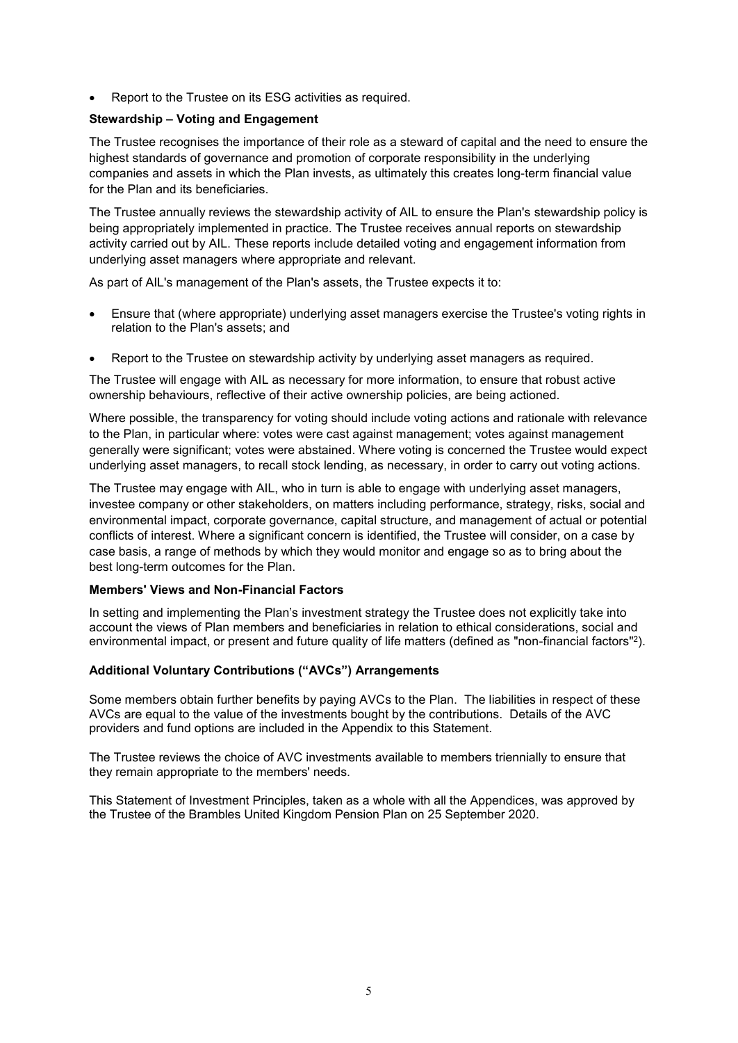- Report to the Trustee on its ESG activities as required.

**Stewardship – Voting and Engagement**

The Trustee recognises the importance of their role as a steward of capital and the need to ensure the highest standards of governance and promotion of corporate responsibility in the underlying companies and assets in which the Plan invests, as ultimately this creates long-term financial value for the Plan and its beneficiaries.

The Trustee annually reviews the stewardship activity of AIL to ensure the Plan's stewardship policy is being appropriately implemented in practice. The Trustee receives annual reports on stewardship activity carried out by AIL. These reports include detailed voting and engagement information from underlying asset managers where appropriate and relevant.

As part of AIL's management of the Plan's assets, the Trustee expects it to:

- Ensure that (where appropriate) underlying asset managers exercise the Trustee's voting rights in relation to the Plan's assets; and
- Report to the Trustee on stewardship activity by underlying asset managers as required.

The Trustee will engage with AIL as necessary for more information, to ensure that robust active ownership behaviours, reflective of their active ownership policies, are being actioned.

Where possible, the transparency for voting should include voting actions and rationale with relevance to the Plan, in particular where: votes were cast against management; votes against management generally were significant; votes were abstained. Where voting is concerned the Trustee would expect underlying asset managers, to recall stock lending, as necessary, in order to carry out voting actions.

The Trustee may engage with AIL, who in turn is able to engage with underlying asset managers, investee company or other stakeholders, on matters including performance, strategy, risks, social and environmental impact, corporate governance, capital structure, and management of actual or potential conflicts of interest. Where a significant concern is identified, the Trustee will consider, on a case by case basis, a range of methods by which they would monitor and engage so as to bring about the best long-term outcomes for the Plan.

**Members' Views and Non-Financial Factors**

In setting and implementing the Plan's investment strategy the Trustee does not explicitly take into account the views of Plan members and beneficiaries in relation to ethical considerations, social and environmental impact, or present and future quality of life matters (defined as "non-financial factors"[2]).

**Additional Voluntary Contributions ("AVCs") Arrangements**

Some members obtain further benefits by paying AVCs to the Plan. The liabilities in respect of these AVCs are equal to the value of the investments bought by the contributions. Details of the AVC providers and fund options are included in the Appendix to this Statement.

The Trustee reviews the choice of AVC investments available to members triennially to ensure that they remain appropriate to the members' needs.

This Statement of Investment Principles, taken as a whole with all the Appendices, was approved by the Trustee of the Brambles United Kingdom Pension Plan on 25 September 2020.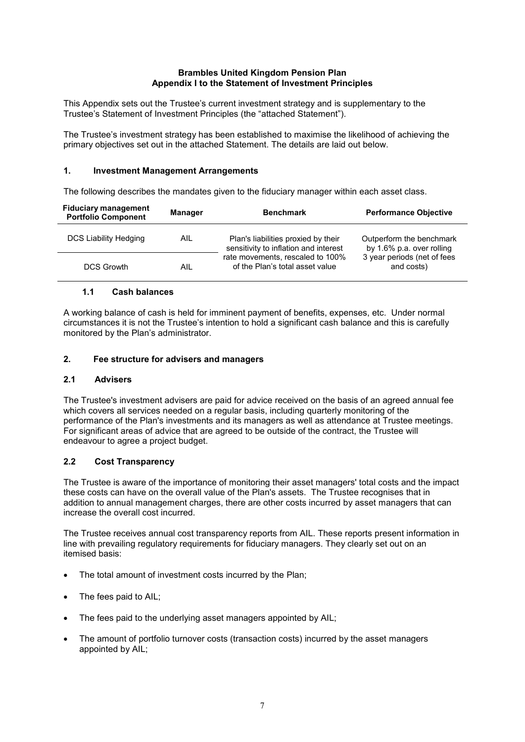**Brambles United Kingdom Pension Plan**
**Appendix I to the Statement of Investment Principles**

This Appendix sets out the Trustee's current investment strategy and is supplementary to the Trustee's Statement of Investment Principles (the "attached Statement").

The Trustee's investment strategy has been established to maximise the likelihood of achieving the primary objectives set out in the attached Statement. The details are laid out below.

## 1. Investment Management Arrangements

The following describes the mandates given to the fiduciary manager within each asset class.

| Fiduciary management Portfolio Component | Manager | Benchmark | Performance Objective |
|---|---|---|---|
| DCS Liability Hedging | AIL | Plan's liabilities proxied by their sensitivity to inflation and interest rate movements, rescaled to 100% of the Plan's total asset value | Outperform the benchmark by 1.6% p.a. over rolling 3 year periods (net of fees and costs) |
| DCS Growth | AIL | | |

### 1.1 Cash balances

A working balance of cash is held for imminent payment of benefits, expenses, etc. Under normal circumstances it is not the Trustee's intention to hold a significant cash balance and this is carefully monitored by the Plan's administrator.

## 2. Fee structure for advisers and managers

### 2.1 Advisers

The Trustee's investment advisers are paid for advice received on the basis of an agreed annual fee which covers all services needed on a regular basis, including quarterly monitoring of the performance of the Plan's investments and its managers as well as attendance at Trustee meetings. For significant areas of advice that are agreed to be outside of the contract, the Trustee will endeavour to agree a project budget.

### 2.2 Cost Transparency

The Trustee is aware of the importance of monitoring their asset managers' total costs and the impact these costs can have on the overall value of the Plan's assets. The Trustee recognises that in addition to annual management charges, there are other costs incurred by asset managers that can increase the overall cost incurred.

The Trustee receives annual cost transparency reports from AIL. These reports present information in line with prevailing regulatory requirements for fiduciary managers. They clearly set out on an itemised basis:

- The total amount of investment costs incurred by the Plan;
- The fees paid to AIL;
- The fees paid to the underlying asset managers appointed by AIL;
- The amount of portfolio turnover costs (transaction costs) incurred by the asset managers appointed by AIL;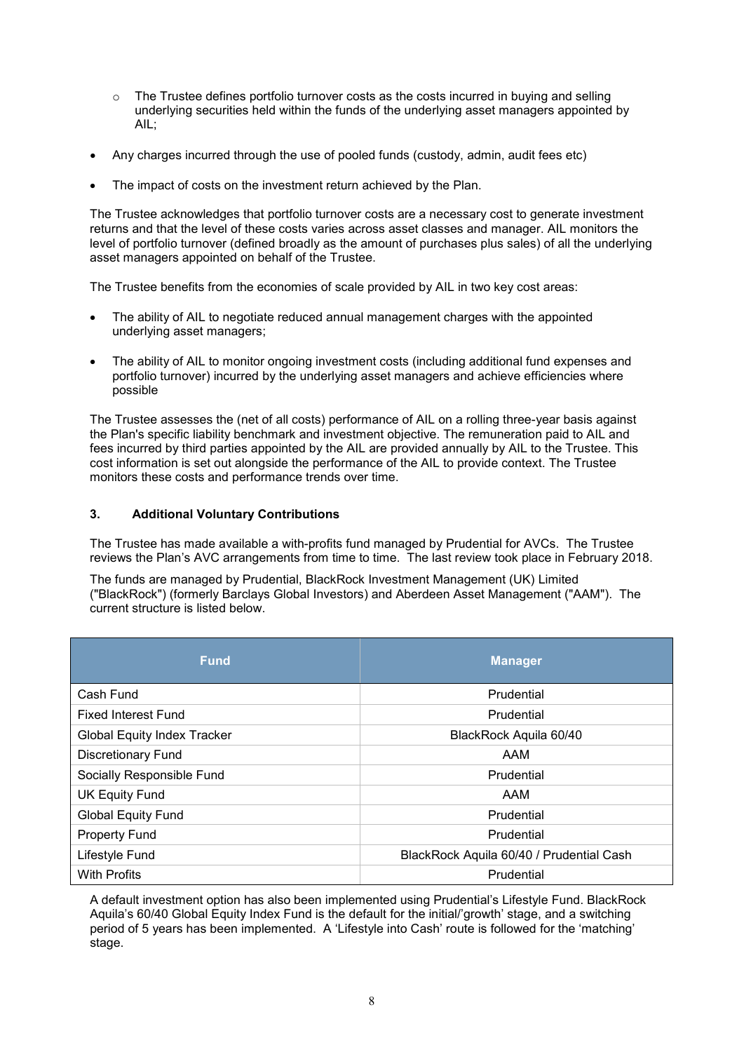- The Trustee defines portfolio turnover costs as the costs incurred in buying and selling underlying securities held within the funds of the underlying asset managers appointed by AIL;

- Any charges incurred through the use of pooled funds (custody, admin, audit fees etc)
- The impact of costs on the investment return achieved by the Plan.

The Trustee acknowledges that portfolio turnover costs are a necessary cost to generate investment returns and that the level of these costs varies across asset classes and manager. AIL monitors the level of portfolio turnover (defined broadly as the amount of purchases plus sales) of all the underlying asset managers appointed on behalf of the Trustee.

The Trustee benefits from the economies of scale provided by AIL in two key cost areas:

- The ability of AIL to negotiate reduced annual management charges with the appointed underlying asset managers;
- The ability of AIL to monitor ongoing investment costs (including additional fund expenses and portfolio turnover) incurred by the underlying asset managers and achieve efficiencies where possible

The Trustee assesses the (net of all costs) performance of AIL on a rolling three-year basis against the Plan's specific liability benchmark and investment objective. The remuneration paid to AIL and fees incurred by third parties appointed by the AIL are provided annually by AIL to the Trustee. This cost information is set out alongside the performance of the AIL to provide context. The Trustee monitors these costs and performance trends over time.

### 3. Additional Voluntary Contributions

The Trustee has made available a with-profits fund managed by Prudential for AVCs. The Trustee reviews the Plan's AVC arrangements from time to time. The last review took place in February 2018.

The funds are managed by Prudential, BlackRock Investment Management (UK) Limited ("BlackRock") (formerly Barclays Global Investors) and Aberdeen Asset Management ("AAM"). The current structure is listed below.

| Fund | Manager |
|---|---|
| Cash Fund | Prudential |
| Fixed Interest Fund | Prudential |
| Global Equity Index Tracker | BlackRock Aquila 60/40 |
| Discretionary Fund | AAM |
| Socially Responsible Fund | Prudential |
| UK Equity Fund | AAM |
| Global Equity Fund | Prudential |
| Property Fund | Prudential |
| Lifestyle Fund | BlackRock Aquila 60/40 / Prudential Cash |
| With Profits | Prudential |

A default investment option has also been implemented using Prudential's Lifestyle Fund. BlackRock Aquila's 60/40 Global Equity Index Fund is the default for the initial/'growth' stage, and a switching period of 5 years has been implemented. A 'Lifestyle into Cash' route is followed for the 'matching' stage.